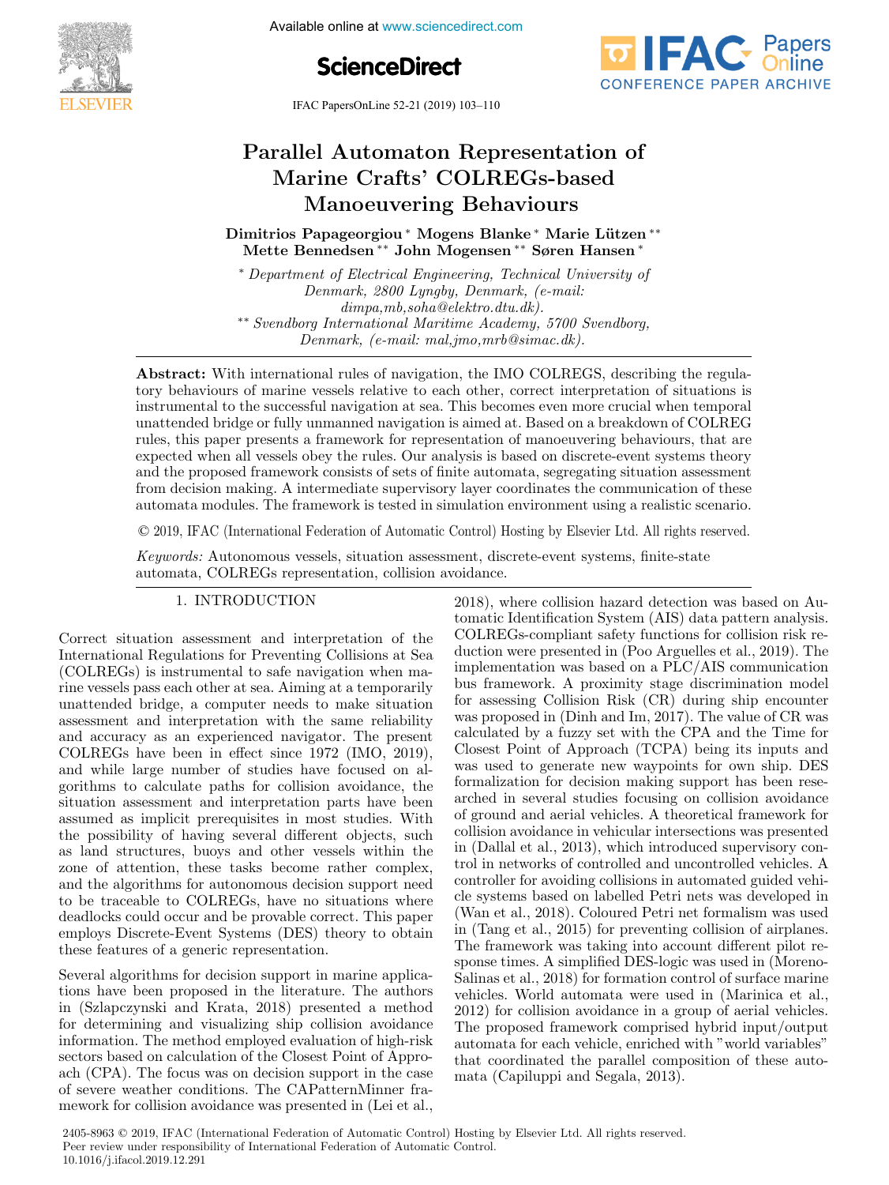# Parallel Automaton Representation of Marine Crafts' COLREGs-based Manoeuvering Behaviours

**Dimitrios Papageorgiou** [*] **Mogens Blanke** [*] **Marie Lützen** [**] **Mette Bennedsen** [**] **John Mogensen** [**] **Søren Hansen** [*]

[*] *Department of Electrical Engineering, Technical University of Denmark, 2800 Lyngby, Denmark, (e-mail: dimpa,mb,soha@elektro.dtu.dk).*

[**] *Svendborg International Maritime Academy, 5700 Svendborg, Denmark, (e-mail: mal,jmo,mrb@simac.dk).*

**Abstract:** With international rules of navigation, the IMO COLREGS, describing the regulatory behaviours of marine vessels relative to each other, correct interpretation of situations is instrumental to the successful navigation at sea. This becomes even more crucial when temporal unattended bridge or fully unmanned navigation is aimed at. Based on a breakdown of COLREG rules, this paper presents a framework for representation of manoeuvering behaviours, that are expected when all vessels obey the rules. Our analysis is based on discrete-event systems theory and the proposed framework consists of sets of finite automata, segregating situation assessment from decision making. A intermediate supervisory layer coordinates the communication of these automata modules. The framework is tested in simulation environment using a realistic scenario.

© 2019, IFAC (International Federation of Automatic Control) Hosting by Elsevier Ltd. All rights reserved.

*Keywords:* Autonomous vessels, situation assessment, discrete-event systems, finite-state automata, COLREGs representation, collision avoidance.

## 1. INTRODUCTION

Correct situation assessment and interpretation of the International Regulations for Preventing Collisions at Sea (COLREGs) is instrumental to safe navigation when marine vessels pass each other at sea. Aiming at a temporarily unattended bridge, a computer needs to make situation assessment and interpretation with the same reliability and accuracy as an experienced navigator. The present COLREGs have been in effect since 1972 (IMO, 2019), and while large number of studies have focused on algorithms to calculate paths for collision avoidance, the situation assessment and interpretation parts have been assumed as implicit prerequisites in most studies. With the possibility of having several different objects, such as land structures, buoys and other vessels within the zone of attention, these tasks become rather complex, and the algorithms for autonomous decision support need to be traceable to COLREGs, have no situations where deadlocks could occur and be provable correct. This paper employs Discrete-Event Systems (DES) theory to obtain these features of a generic representation.

Several algorithms for decision support in marine applications have been proposed in the literature. The authors in (Szlapczynski and Krata, 2018) presented a method for determining and visualizing ship collision avoidance information. The method employed evaluation of high-risk sectors based on calculation of the Closest Point of Approach (CPA). The focus was on decision support in the case of severe weather conditions. The CAPatternMinner framework for collision avoidance was presented in (Lei et al., 2018), where collision hazard detection was based on Automatic Identification System (AIS) data pattern analysis. COLREGs-compliant safety functions for collision risk reduction were presented in (Poo Arguelles et al., 2019). The implementation was based on a PLC/AIS communication bus framework. A proximity stage discrimination model for assessing Collision Risk (CR) during ship encounter was proposed in (Dinh and Im, 2017). The value of CR was calculated by a fuzzy set with the CPA and the Time for Closest Point of Approach (TCPA) being its inputs and was used to generate new waypoints for own ship. DES formalization for decision making support has been researched in several studies focusing on collision avoidance of ground and aerial vehicles. A theoretical framework for collision avoidance in vehicular intersections was presented in (Dallal et al., 2013), which introduced supervisory control in networks of controlled and uncontrolled vehicles. A controller for avoiding collisions in automated guided vehicle systems based on labelled Petri nets was developed in (Wan et al., 2018). Coloured Petri net formalism was used in (Tang et al., 2015) for preventing collision of airplanes. The framework was taking into account different pilot response times. A simplified DES-logic was used in (Moreno-Salinas et al., 2018) for formation control of surface marine vehicles. World automata were used in (Marinica et al., 2012) for collision avoidance in a group of aerial vehicles. The proposed framework comprised hybrid input/output automata for each vehicle, enriched with "world variables" that coordinated the parallel composition of these automata (Capiluppi and Segala, 2013).

2405-8963 © 2019, IFAC (International Federation of Automatic Control) Hosting by Elsevier Ltd. All rights reserved.
Peer review under responsibility of International Federation of Automatic Control.
10.1016/j.ifacol.2019.12.291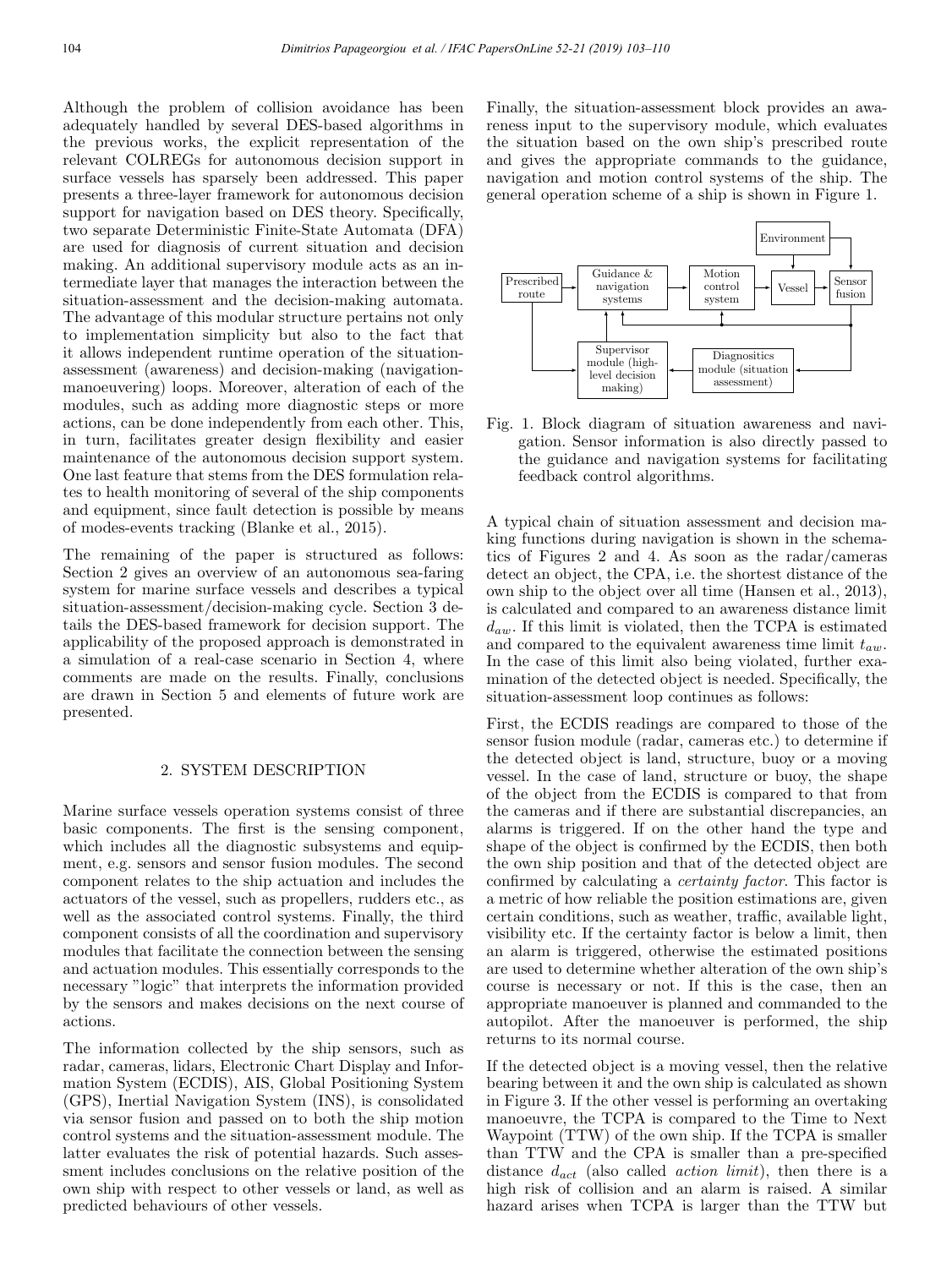Although the problem of collision avoidance has been adequately handled by several DES-based algorithms in the previous works, the explicit representation of the relevant COLREGs for autonomous decision support in surface vessels has sparsely been addressed. This paper presents a three-layer framework for autonomous decision support for navigation based on DES theory. Specifically, two separate Deterministic Finite-State Automata (DFA) are used for diagnosis of current situation and decision making. An additional supervisory module acts as an intermediate layer that manages the interaction between the situation-assessment and the decision-making automata. The advantage of this modular structure pertains not only to implementation simplicity but also to the fact that it allows independent runtime operation of the situation-assessment (awareness) and decision-making (navigation-manoeuvering) loops. Moreover, alteration of each of the modules, such as adding more diagnostic steps or more actions, can be done independently from each other. This, in turn, facilitates greater design flexibility and easier maintenance of the autonomous decision support system. One last feature that stems from the DES formulation relates to health monitoring of several of the ship components and equipment, since fault detection is possible by means of modes-events tracking (Blanke et al., 2015).

The remaining of the paper is structured as follows: Section 2 gives an overview of an autonomous sea-faring system for marine surface vessels and describes a typical situation-assessment/decision-making cycle. Section 3 details the DES-based framework for decision support. The applicability of the proposed approach is demonstrated in a simulation of a real-case scenario in Section 4, where comments are made on the results. Finally, conclusions are drawn in Section 5 and elements of future work are presented.

## 2. SYSTEM DESCRIPTION

Marine surface vessels operation systems consist of three basic components. The first is the sensing component, which includes all the diagnostic subsystems and equipment, e.g. sensors and sensor fusion modules. The second component relates to the ship actuation and includes the actuators of the vessel, such as propellers, rudders etc., as well as the associated control systems. Finally, the third component consists of all the coordination and supervisory modules that facilitate the connection between the sensing and actuation modules. This essentially corresponds to the necessary "logic" that interprets the information provided by the sensors and makes decisions on the next course of actions.

The information collected by the ship sensors, such as radar, cameras, lidars, Electronic Chart Display and Information System (ECDIS), AIS, Global Positioning System (GPS), Inertial Navigation System (INS), is consolidated via sensor fusion and passed on to both the ship motion control systems and the situation-assessment module. The latter evaluates the risk of potential hazards. Such assessment includes conclusions on the relative position of the own ship with respect to other vessels or land, as well as predicted behaviours of other vessels.

Finally, the situation-assessment block provides an awareness input to the supervisory module, which evaluates the situation based on the own ship's prescribed route and gives the appropriate commands to the guidance, navigation and motion control systems of the ship. The general operation scheme of a ship is shown in Figure 1.

Environment
Prescribed route
Guidance & navigation systems
Motion control system
Vessel
Sensor fusion
Supervisor module (high-level decision making)
Diagnositics module (situation assessment)

Fig. 1. Block diagram of situation awareness and navigation. Sensor information is also directly passed to the guidance and navigation systems for facilitating feedback control algorithms.

A typical chain of situation assessment and decision making functions during navigation is shown in the schematics of Figures 2 and 4. As soon as the radar/cameras detect an object, the CPA, i.e. the shortest distance of the own ship to the object over all time (Hansen et al., 2013), is calculated and compared to an awareness distance limit $d_{aw}$. If this limit is violated, then the TCPA is estimated and compared to the equivalent awareness time limit $t_{aw}$. In the case of this limit also being violated, further examination of the detected object is needed. Specifically, the situation-assessment loop continues as follows:

First, the ECDIS readings are compared to those of the sensor fusion module (radar, cameras etc.) to determine if the detected object is land, structure, buoy or a moving vessel. In the case of land, structure or buoy, the shape of the object from the ECDIS is compared to that from the cameras and if there are substantial discrepancies, an alarms is triggered. If on the other hand the type and shape of the object is confirmed by the ECDIS, then both the own ship position and that of the detected object are confirmed by calculating a *certainty factor*. This factor is a metric of how reliable the position estimations are, given certain conditions, such as weather, traffic, available light, visibility etc. If the certainty factor is below a limit, then an alarm is triggered, otherwise the estimated positions are used to determine whether alteration of the own ship's course is necessary or not. If this is the case, then an appropriate manoeuver is planned and commanded to the autopilot. After the manoeuver is performed, the ship returns to its normal course.

If the detected object is a moving vessel, then the relative bearing between it and the own ship is calculated as shown in Figure 3. If the other vessel is performing an overtaking manoeuvre, the TCPA is compared to the Time to Next Waypoint (TTW) of the own ship. If the TCPA is smaller than TTW and the CPA is smaller than a pre-specified distance $d_{act}$ (also called *action limit*), then there is a high risk of collision and an alarm is raised. A similar hazard arises when TCPA is larger than the TTW but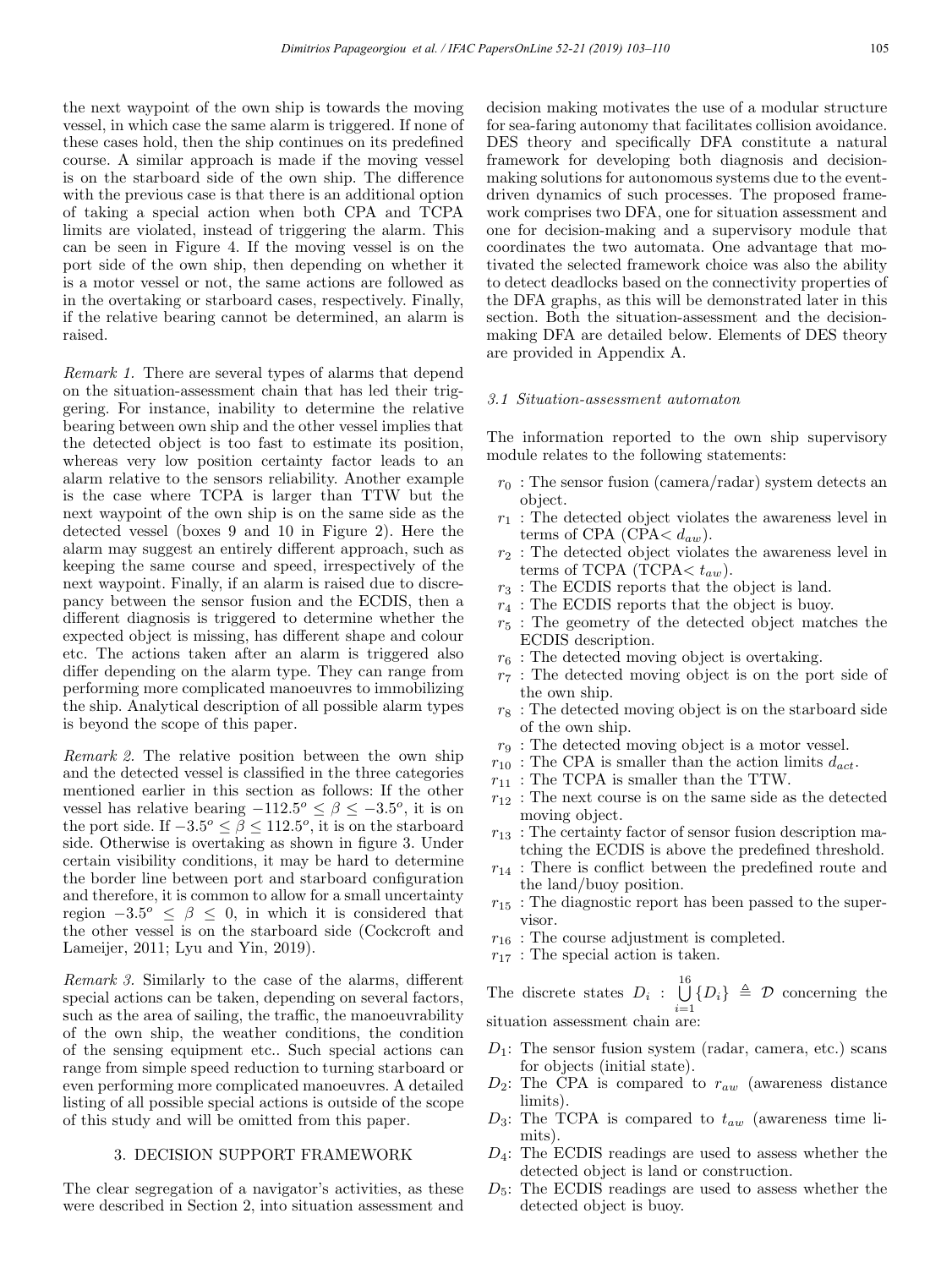the next waypoint of the own ship is towards the moving vessel, in which case the same alarm is triggered. If none of these cases hold, then the ship continues on its predefined course. A similar approach is made if the moving vessel is on the starboard side of the own ship. The difference with the previous case is that there is an additional option of taking a special action when both CPA and TCPA limits are violated, instead of triggering the alarm. This can be seen in Figure 4. If the moving vessel is on the port side of the own ship, then depending on whether it is a motor vessel or not, the same actions are followed as in the overtaking or starboard cases, respectively. Finally, if the relative bearing cannot be determined, an alarm is raised.

*Remark 1.* There are several types of alarms that depend on the situation-assessment chain that has led their triggering. For instance, inability to determine the relative bearing between own ship and the other vessel implies that the detected object is too fast to estimate its position, whereas very low position certainty factor leads to an alarm relative to the sensors reliability. Another example is the case where TCPA is larger than TTW but the next waypoint of the own ship is on the same side as the detected vessel (boxes 9 and 10 in Figure 2). Here the alarm may suggest an entirely different approach, such as keeping the same course and speed, irrespectively of the next waypoint. Finally, if an alarm is raised due to discrepancy between the sensor fusion and the ECDIS, then a different diagnosis is triggered to determine whether the expected object is missing, has different shape and colour etc. The actions taken after an alarm is triggered also differ depending on the alarm type. They can range from performing more complicated manoeuvres to immobilizing the ship. Analytical description of all possible alarm types is beyond the scope of this paper.

*Remark 2.* The relative position between the own ship and the detected vessel is classified in the three categories mentioned earlier in this section as follows: If the other vessel has relative bearing $-112.5^o \leq \beta \leq -3.5^o$, it is on the port side. If $-3.5^o \leq \beta \leq 112.5^o$, it is on the starboard side. Otherwise is overtaking as shown in figure 3. Under certain visibility conditions, it may be hard to determine the border line between port and starboard configuration and therefore, it is common to allow for a small uncertainty region $-3.5^o \leq \beta \leq 0$, in which it is considered that the other vessel is on the starboard side (Cockcroft and Lameijer, 2011; Lyu and Yin, 2019).

*Remark 3.* Similarly to the case of the alarms, different special actions can be taken, depending on several factors, such as the area of sailing, the traffic, the manoeuvrability of the own ship, the weather conditions, the condition of the sensing equipment etc.. Such special actions can range from simple speed reduction to turning starboard or even performing more complicated manoeuvres. A detailed listing of all possible special actions is outside of the scope of this study and will be omitted from this paper.

## 3. DECISION SUPPORT FRAMEWORK

The clear segregation of a navigator's activities, as these were described in Section 2, into situation assessment and decision making motivates the use of a modular structure for sea-faring autonomy that facilitates collision avoidance. DES theory and specifically DFA constitute a natural framework for developing both diagnosis and decision-making solutions for autonomous systems due to the event-driven dynamics of such processes. The proposed framework comprises two DFA, one for situation assessment and one for decision-making and a supervisory module that coordinates the two automata. One advantage that motivated the selected framework choice was also the ability to detect deadlocks based on the connectivity properties of the DFA graphs, as this will be demonstrated later in this section. Both the situation-assessment and the decision-making DFA are detailed below. Elements of DES theory are provided in Appendix A.

### 3.1 Situation-assessment automaton

The information reported to the own ship supervisory module relates to the following statements:

- $r_0$ : The sensor fusion (camera/radar) system detects an object.
- $r_1$ : The detected object violates the awareness level in terms of CPA (CPA$< d_{aw}$).
- $r_2$ : The detected object violates the awareness level in terms of TCPA (TCPA$< t_{aw}$).
- $r_3$ : The ECDIS reports that the object is land.
- $r_4$ : The ECDIS reports that the object is buoy.
- $r_5$ : The geometry of the detected object matches the ECDIS description.
- $r_6$ : The detected moving object is overtaking.
- $r_7$ : The detected moving object is on the port side of the own ship.
- $r_8$ : The detected moving object is on the starboard side of the own ship.
- $r_9$ : The detected moving object is a motor vessel.
- $r_{10}$ : The CPA is smaller than the action limits $d_{act}$.
- $r_{11}$ : The TCPA is smaller than the TTW.
- $r_{12}$ : The next course is on the same side as the detected moving object.
- $r_{13}$ : The certainty factor of sensor fusion description matching the ECDIS is above the predefined threshold.
- $r_{14}$ : There is conflict between the predefined route and the land/buoy position.
- $r_{15}$ : The diagnostic report has been passed to the supervisor.
- $r_{16}$ : The course adjustment is completed.
- $r_{17}$ : The special action is taken.

The discrete states $D_i : \bigcup_{i=1}^{16}\{D_i\} \triangleq \mathcal{D}$ concerning the situation assessment chain are:

- $D_1$: The sensor fusion system (radar, camera, etc.) scans for objects (initial state).
- $D_2$: The CPA is compared to $r_{aw}$ (awareness distance limits).
- $D_3$: The TCPA is compared to $t_{aw}$ (awareness time limits).
- $D_4$: The ECDIS readings are used to assess whether the detected object is land or construction.
- $D_5$: The ECDIS readings are used to assess whether the detected object is buoy.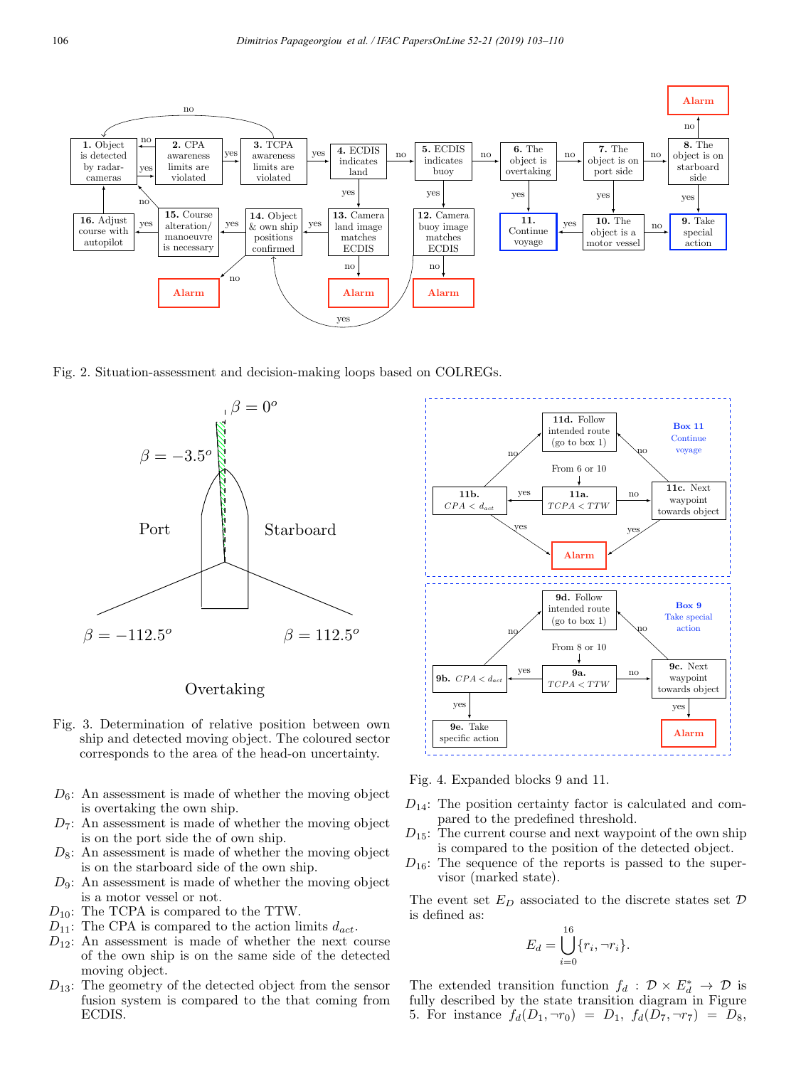Fig. 2. Situation-assessment and decision-making loops based on COLREGs.

Fig. 3. Determination of relative position between own ship and detected moving object. The coloured sector corresponds to the area of the head-on uncertainty.

Fig. 4. Expanded blocks 9 and 11.

- $D_6$: An assessment is made of whether the moving object is overtaking the own ship.
- $D_7$: An assessment is made of whether the moving object is on the port side the of own ship.
- $D_8$: An assessment is made of whether the moving object is on the starboard side of the own ship.
- $D_9$: An assessment is made of whether the moving object is a motor vessel or not.
- $D_{10}$: The TCPA is compared to the TTW.
- $D_{11}$: The CPA is compared to the action limits $d_{act}$.
- $D_{12}$: An assessment is made of whether the next course of the own ship is on the same side of the detected moving object.
- $D_{13}$: The geometry of the detected object from the sensor fusion system is compared to the that coming from ECDIS.
- $D_{14}$: The position certainty factor is calculated and compared to the predefined threshold.
- $D_{15}$: The current course and next waypoint of the own ship is compared to the position of the detected object.
- $D_{16}$: The sequence of the reports is passed to the supervisor (marked state).

The event set $E_D$ associated to the discrete states set $\mathcal{D}$ is defined as:

$$E_d = \bigcup_{i=0}^{16} \{r_i, \neg r_i\}.$$

The extended transition function $f_d : \mathcal{D} \times E_d^* \to \mathcal{D}$ is fully described by the state transition diagram in Figure 5. For instance $f_d(D_1, \neg r_0) = D_1$, $f_d(D_7, \neg r_7) = D_8$,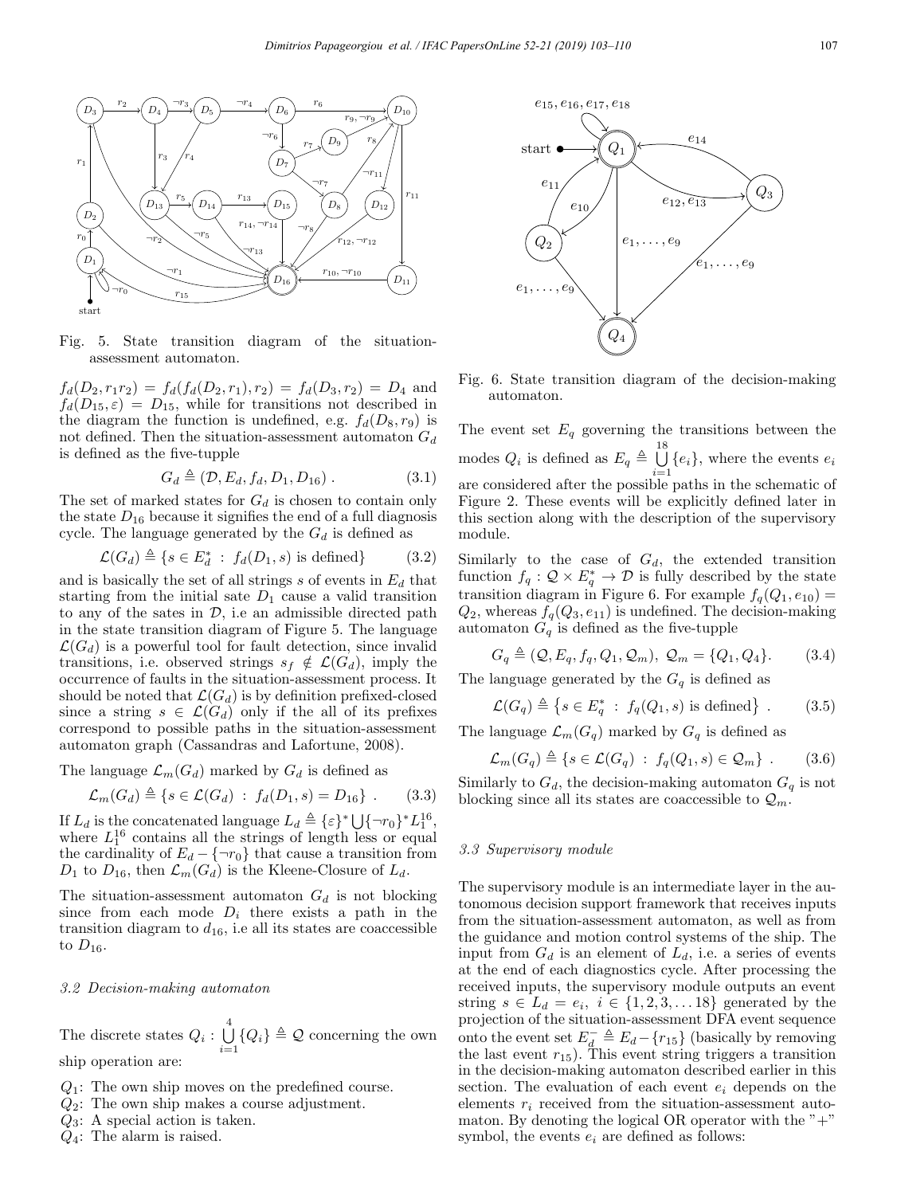Fig. 5. State transition diagram of the situation-assessment automaton.

$f_d(D_2, r_1r_2) = f_d(f_d(D_2, r_1), r_2) = f_d(D_3, r_2) = D_4$ and $f_d(D_{15}, \varepsilon) = D_{15}$, while for transitions not described in the diagram the function is undefined, e.g. $f_d(D_8, r_9)$ is not defined. Then the situation-assessment automaton $G_d$ is defined as the five-tupple

$$G_d \triangleq (\mathcal{D}, E_d, f_d, D_1, D_{16})\ . \tag{3.1}$$

The set of marked states for $G_d$ is chosen to contain only the state $D_{16}$ because it signifies the end of a full diagnosis cycle. The language generated by the $G_d$ is defined as

$$\mathcal{L}(G_d) \triangleq \{s \in E_d^* \ : \ f_d(D_1, s) \text{ is defined}\} \tag{3.2}$$

and is basically the set of all strings $s$ of events in $E_d$ that starting from the initial sate $D_1$ cause a valid transition to any of the sates in $\mathcal{D}$, i.e an admissible directed path in the state transition diagram of Figure 5. The language $\mathcal{L}(G_d)$ is a powerful tool for fault detection, since invalid transitions, i.e. observed strings $s_f \notin \mathcal{L}(G_d)$, imply the occurrence of faults in the situation-assessment process. It should be noted that $\mathcal{L}(G_d)$ is by definition prefixed-closed since a string $s \in \mathcal{L}(G_d)$ only if the all of its prefixes correspond to possible paths in the situation-assessment automaton graph (Cassandras and Lafortune, 2008).

The language $\mathcal{L}_m(G_d)$ marked by $G_d$ is defined as

$$\mathcal{L}_m(G_d) \triangleq \{s \in \mathcal{L}(G_d) \ : \ f_d(D_1, s) = D_{16}\}\ . \tag{3.3}$$

If $L_d$ is the concatenated language $L_d \triangleq \{\varepsilon\}^* \bigcup \{\neg r_0\}^* L_1^{16}$, where $L_1^{16}$ contains all the strings of length less or equal the cardinality of $E_d - \{\neg r_0\}$ that cause a transition from $D_1$ to $D_{16}$, then $\mathcal{L}_m(G_d)$ is the Kleene-Closure of $L_d$.

The situation-assessment automaton $G_d$ is not blocking since from each mode $D_i$ there exists a path in the transition diagram to $d_{16}$, i.e all its states are coaccessible to $D_{16}$.

### 3.2 Decision-making automaton

The discrete states $Q_i : \bigcup_{i=1}^{4} \{Q_i\} \triangleq \mathcal{Q}$ concerning the own ship operation are:

- $Q_1$: The own ship moves on the predefined course.
- $Q_2$: The own ship makes a course adjustment.
- $Q_3$: A special action is taken.
- $Q_4$: The alarm is raised.

Fig. 6. State transition diagram of the decision-making automaton.

The event set $E_q$ governing the transitions between the modes $Q_i$ is defined as $E_q \triangleq \bigcup_{i=1}^{18} \{e_i\}$, where the events $e_i$ are considered after the possible paths in the schematic of Figure 2. These events will be explicitly defined later in this section along with the description of the supervisory module.

Similarly to the case of $G_d$, the extended transition function $f_q : \mathcal{Q} \times E_q^* \to \mathcal{D}$ is fully described by the state transition diagram in Figure 6. For example $f_q(Q_1, e_{10}) = Q_2$, whereas $f_q(Q_3, e_{11})$ is undefined. The decision-making automaton $G_q$ is defined as the five-tupple

$$G_q \triangleq (\mathcal{Q}, E_q, f_q, Q_1, \mathcal{Q}_m),\ \mathcal{Q}_m = \{Q_1, Q_4\}. \tag{3.4}$$

The language generated by the $G_q$ is defined as

$$\mathcal{L}(G_q) \triangleq \left\{s \in E_q^* \ : \ f_q(Q_1, s) \text{ is defined}\right\}\ . \tag{3.5}$$

The language $\mathcal{L}_m(G_q)$ marked by $G_q$ is defined as

$$\mathcal{L}_m(G_q) \triangleq \{s \in \mathcal{L}(G_q) \ : \ f_q(Q_1, s) \in \mathcal{Q}_m\}\ . \tag{3.6}$$

Similarly to $G_d$, the decision-making automaton $G_q$ is not blocking since all its states are coaccessible to $\mathcal{Q}_m$.

### 3.3 Supervisory module

The supervisory module is an intermediate layer in the autonomous decision support framework that receives inputs from the situation-assessment automaton, as well as from the guidance and motion control systems of the ship. The input from $G_d$ is an element of $L_d$, i.e. a series of events at the end of each diagnostics cycle. After processing the received inputs, the supervisory module outputs an event string $s \in L_d = e_i,\ i \in \{1, 2, 3, \ldots 18\}$ generated by the projection of the situation-assessment DFA event sequence onto the event set $E_d^- \triangleq E_d - \{r_{15}\}$ (basically by removing the last event $r_{15}$). This event string triggers a transition in the decision-making automaton described earlier in this section. The evaluation of each event $e_i$ depends on the elements $r_i$ received from the situation-assessment automaton. By denoting the logical OR operator with the "+" symbol, the events $e_i$ are defined as follows: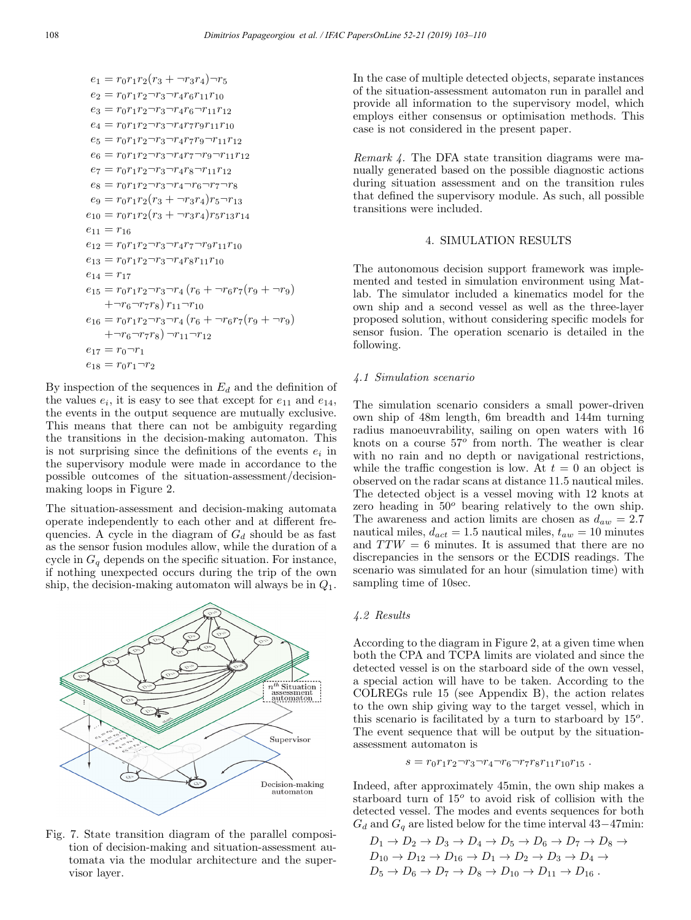$$
\begin{aligned}
e_1 &= r_0 r_1 r_2 (r_3 + \neg r_3 r_4) \neg r_5 \\
e_2 &= r_0 r_1 r_2 \neg r_3 \neg r_4 r_6 r_{11} r_{10} \\
e_3 &= r_0 r_1 r_2 \neg r_3 \neg r_4 r_6 \neg r_{11} r_{12} \\
e_4 &= r_0 r_1 r_2 \neg r_3 \neg r_4 r_7 r_9 r_{11} r_{10} \\
e_5 &= r_0 r_1 r_2 \neg r_3 \neg r_4 r_7 r_9 \neg r_{11} r_{12} \\
e_6 &= r_0 r_1 r_2 \neg r_3 \neg r_4 r_7 \neg r_9 \neg r_{11} r_{12} \\
e_7 &= r_0 r_1 r_2 \neg r_3 \neg r_4 r_8 \neg r_{11} r_{12} \\
e_8 &= r_0 r_1 r_2 \neg r_3 \neg r_4 \neg r_6 \neg r_7 \neg r_8 \\
e_9 &= r_0 r_1 r_2 (r_3 + \neg r_3 r_4) r_5 \neg r_{13} \\
e_{10} &= r_0 r_1 r_2 (r_3 + \neg r_3 r_4) r_5 r_{13} r_{14} \\
e_{11} &= r_{16} \\
e_{12} &= r_0 r_1 r_2 \neg r_3 \neg r_4 r_7 \neg r_9 r_{11} r_{10} \\
e_{13} &= r_0 r_1 r_2 \neg r_3 \neg r_4 r_8 r_{11} r_{10} \\
e_{14} &= r_{17} \\
e_{15} &= r_0 r_1 r_2 \neg r_3 \neg r_4 \left( r_6 + \neg r_6 r_7 (r_9 + \neg r_9) \right. \\
&\quad \left. + \neg r_6 \neg r_7 r_8 \right) r_{11} \neg r_{10} \\
e_{16} &= r_0 r_1 r_2 \neg r_3 \neg r_4 \left( r_6 + \neg r_6 r_7 (r_9 + \neg r_9) \right. \\
&\quad \left. + \neg r_6 \neg r_7 r_8 \right) \neg r_{11} \neg r_{12} \\
e_{17} &= r_0 \neg r_1 \\
e_{18} &= r_0 r_1 \neg r_2
\end{aligned}
$$

By inspection of the sequences in $E_d$ and the definition of the values $e_i$, it is easy to see that except for $e_{11}$ and $e_{14}$, the events in the output sequence are mutually exclusive. This means that there can not be ambiguity regarding the transitions in the decision-making automaton. This is not surprising since the definitions of the events $e_i$ in the supervisory module were made in accordance to the possible outcomes of the situation-assessment/decision-making loops in Figure 2.

The situation-assessment and decision-making automata operate independently to each other and at different frequencies. A cycle in the diagram of $G_d$ should be as fast as the sensor fusion modules allow, while the duration of a cycle in $G_q$ depends on the specific situation. For instance, if nothing unexpected occurs during the trip of the own ship, the decision-making automaton will always be in $Q_1$.

Fig. 7. State transition diagram of the parallel composition of decision-making and situation-assessment automata via the modular architecture and the supervisor layer.

In the case of multiple detected objects, separate instances of the situation-assessment automaton run in parallel and provide all information to the supervisory model, which employs either consensus or optimisation methods. This case is not considered in the present paper.

*Remark 4.* The DFA state transition diagrams were manually generated based on the possible diagnostic actions during situation assessment and on the transition rules that defined the supervisory module. As such, all possible transitions were included.

## 4. SIMULATION RESULTS

The autonomous decision support framework was implemented and tested in simulation environment using Matlab. The simulator included a kinematics model for the own ship and a second vessel as well as the three-layer proposed solution, without considering specific models for sensor fusion. The operation scenario is detailed in the following.

### *4.1 Simulation scenario*

The simulation scenario considers a small power-driven own ship of 48m length, 6m breadth and 144m turning radius manoeuvrability, sailing on open waters with 16 knots on a course $57^o$ from north. The weather is clear with no rain and no depth or navigational restrictions, while the traffic congestion is low. At $t = 0$ an object is observed on the radar scans at distance 11.5 nautical miles. The detected object is a vessel moving with 12 knots at zero heading in $50^o$ bearing relatively to the own ship. The awareness and action limits are chosen as $d_{aw} = 2.7$ nautical miles, $d_{act} = 1.5$ nautical miles, $t_{aw} = 10$ minutes and $TTW = 6$ minutes. It is assumed that there are no discrepancies in the sensors or the ECDIS readings. The scenario was simulated for an hour (simulation time) with sampling time of 10sec.

### *4.2 Results*

According to the diagram in Figure 2, at a given time when both the CPA and TCPA limits are violated and since the detected vessel is on the starboard side of the own vessel, a special action will have to be taken. According to the COLREGs rule 15 (see Appendix B), the action relates to the own ship giving way to the target vessel, which in this scenario is facilitated by a turn to starboard by $15^o$. The event sequence that will be output by the situation-assessment automaton is

$$s = r_0 r_1 r_2 \neg r_3 \neg r_4 \neg r_6 \neg r_7 r_8 r_{11} r_{10} r_{15} \, .$$

Indeed, after approximately 45min, the own ship makes a starboard turn of $15^o$ to avoid risk of collision with the detected vessel. The modes and events sequences for both $G_d$ and $G_q$ are listed below for the time interval 43−47min:

$$
\begin{aligned}
&D_1 \to D_2 \to D_3 \to D_4 \to D_5 \to D_6 \to D_7 \to D_8 \to \\
&D_{10} \to D_{12} \to D_{16} \to D_1 \to D_2 \to D_3 \to D_4 \to \\
&D_5 \to D_6 \to D_7 \to D_8 \to D_{10} \to D_{11} \to D_{16} \, .
\end{aligned}
$$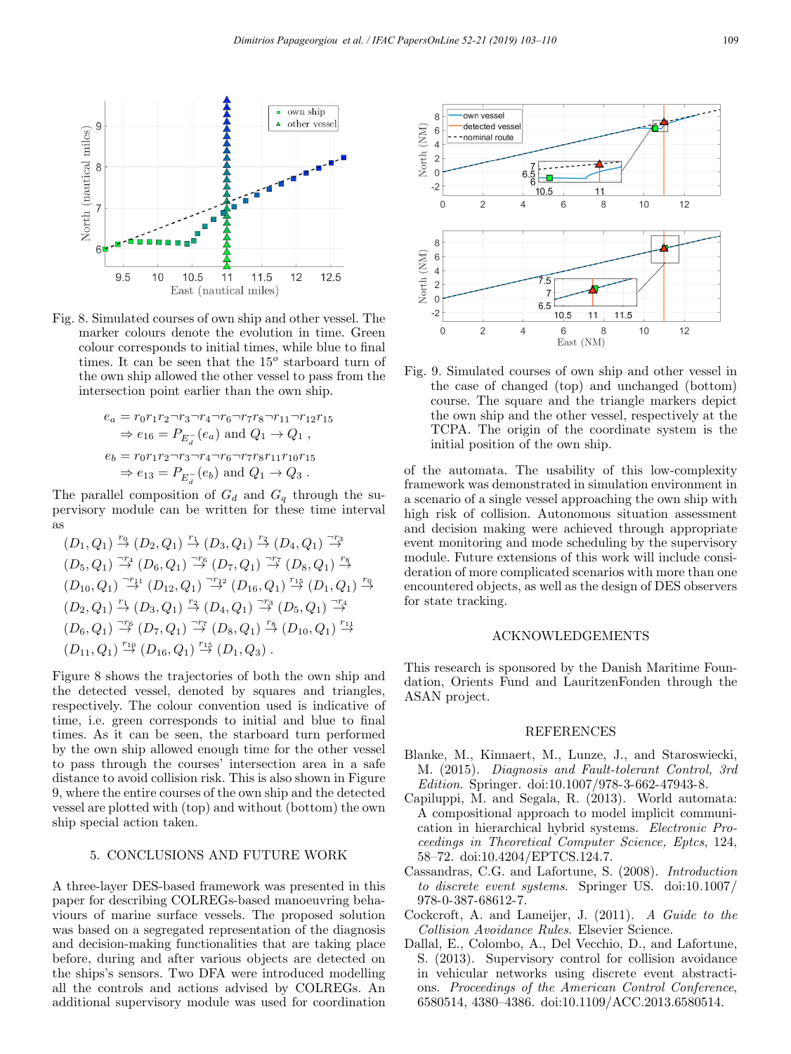9.5
10
10.5
11
11.5
12
12.5
East (nautical miles)
North (nautical miles)
6
7
8
9
own ship
other vessel

Fig. 8. Simulated courses of own ship and other vessel. The marker colours denote the evolution in time. Green colour corresponds to initial times, while blue to final times. It can be seen that the $15^o$ starboard turn of the own ship allowed the other vessel to pass from the intersection point earlier than the own ship.

$$
\begin{aligned}
e_a &= r_0 r_1 r_2 \neg r_3 \neg r_4 \neg r_6 \neg r_7 r_8 \neg r_{11} \neg r_{12} r_{15} \\
&\Rightarrow e_{16} = P_{E_d^-}(e_a) \text{ and } Q_1 \rightarrow Q_1 \,, \\
e_b &= r_0 r_1 r_2 \neg r_3 \neg r_4 \neg r_6 \neg r_7 r_8 r_{11} r_{10} r_{15} \\
&\Rightarrow e_{13} = P_{E_d^-}(e_b) \text{ and } Q_1 \rightarrow Q_3 \,.
\end{aligned}
$$

The parallel composition of $G_d$ and $G_q$ through the supervisory module can be written for these time interval as

$$
\begin{aligned}
&(D_1, Q_1) \overset{r_0}{\rightarrow} (D_2, Q_1) \overset{r_1}{\rightarrow} (D_3, Q_1) \overset{r_2}{\rightarrow} (D_4, Q_1) \overset{\neg r_3}{\rightarrow} \\
&(D_5, Q_1) \overset{\neg r_4}{\rightarrow} (D_6, Q_1) \overset{\neg r_6}{\rightarrow} (D_7, Q_1) \overset{\neg r_7}{\rightarrow} (D_8, Q_1) \overset{r_8}{\rightarrow} \\
&(D_{10}, Q_1) \overset{\neg r_{11}}{\rightarrow} (D_{12}, Q_1) \overset{\neg r_{12}}{\rightarrow} (D_{16}, Q_1) \overset{r_{15}}{\rightarrow} (D_1, Q_1) \overset{r_0}{\rightarrow} \\
&(D_2, Q_1) \overset{r_1}{\rightarrow} (D_3, Q_1) \overset{r_2}{\rightarrow} (D_4, Q_1) \overset{\neg r_3}{\rightarrow} (D_5, Q_1) \overset{\neg r_4}{\rightarrow} \\
&(D_6, Q_1) \overset{\neg r_6}{\rightarrow} (D_7, Q_1) \overset{\neg r_7}{\rightarrow} (D_8, Q_1) \overset{r_8}{\rightarrow} (D_{10}, Q_1) \overset{r_{11}}{\rightarrow} \\
&(D_{11}, Q_1) \overset{r_{10}}{\rightarrow} (D_{16}, Q_1) \overset{r_{15}}{\rightarrow} (D_1, Q_3) \,.
\end{aligned}
$$

Figure 8 shows the trajectories of both the own ship and the detected vessel, denoted by squares and triangles, respectively. The colour convention used is indicative of time, i.e. green corresponds to initial and blue to final times. As it can be seen, the starboard turn performed by the own ship allowed enough time for the other vessel to pass through the courses' intersection area in a safe distance to avoid collision risk. This is also shown in Figure 9, where the entire courses of the own ship and the detected vessel are plotted with (top) and without (bottom) the own ship special action taken.

## 5. CONCLUSIONS AND FUTURE WORK

A three-layer DES-based framework was presented in this paper for describing COLREGs-based manoeuvring behaviours of marine surface vessels. The proposed solution was based on a segregated representation of the diagnosis and decision-making functionalities that are taking place before, during and after various objects are detected on the ships's sensors. Two DFA were introduced modelling all the controls and actions advised by COLREGs. An additional supervisory module was used for coordination

own vessel
detected vessel
nominal route
North (NM)
East (NM)
0
2
4
6
8
10
12
-2
0
2
4
6
8
10.5
11
11.5
6
6.5
7
7.5

Fig. 9. Simulated courses of own ship and other vessel in the case of changed (top) and unchanged (bottom) course. The square and the triangle markers depict the own ship and the other vessel, respectively at the TCPA. The origin of the coordinate system is the initial position of the own ship.

of the automata. The usability of this low-complexity framework was demonstrated in simulation environment in a scenario of a single vessel approaching the own ship with high risk of collision. Autonomous situation assessment and decision making were achieved through appropriate event monitoring and mode scheduling by the supervisory module. Future extensions of this work will include consideration of more complicated scenarios with more than one encountered objects, as well as the design of DES observers for state tracking.

## ACKNOWLEDGEMENTS

This research is sponsored by the Danish Maritime Foundation, Orients Fund and LauritzenFonden through the ASAN project.

## REFERENCES

Blanke, M., Kinnaert, M., Lunze, J., and Staroswiecki, M. (2015). *Diagnosis and Fault-tolerant Control, 3rd Edition*. Springer. doi:10.1007/978-3-662-47943-8.

Capiluppi, M. and Segala, R. (2013). World automata: A compositional approach to model implicit communication in hierarchical hybrid systems. *Electronic Proceedings in Theoretical Computer Science, Eptcs*, 124, 58–72. doi:10.4204/EPTCS.124.7.

Cassandras, C.G. and Lafortune, S. (2008). *Introduction to discrete event systems*. Springer US. doi:10.1007/978-0-387-68612-7.

Cockcroft, A. and Lameijer, J. (2011). *A Guide to the Collision Avoidance Rules*. Elsevier Science.

Dallal, E., Colombo, A., Del Vecchio, D., and Lafortune, S. (2013). Supervisory control for collision avoidance in vehicular networks using discrete event abstractions. *Proceedings of the American Control Conference*, 6580514, 4380–4386. doi:10.1109/ACC.2013.6580514.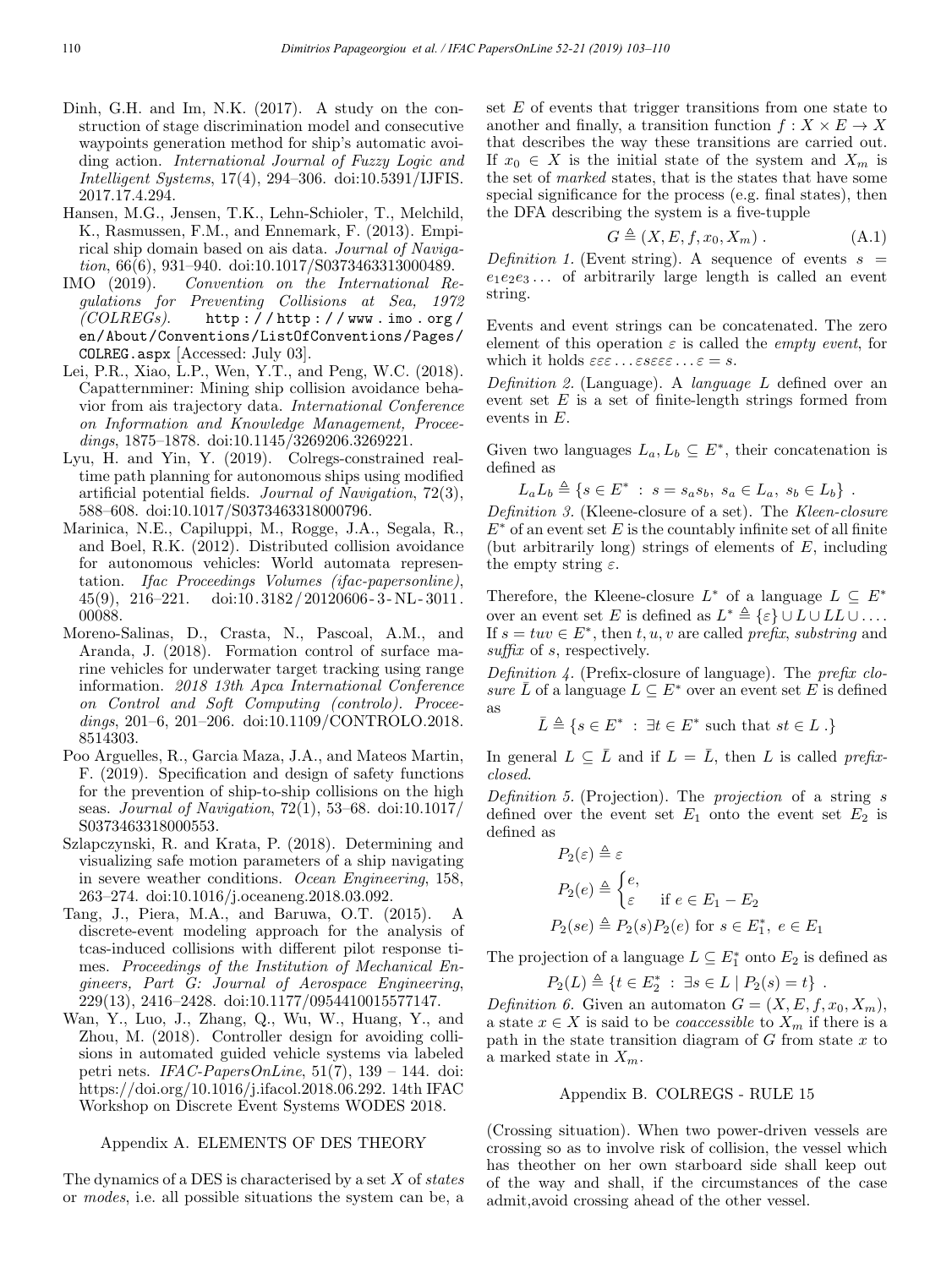Dinh, G.H. and Im, N.K. (2017). A study on the construction of stage discrimination model and consecutive waypoints generation method for ship's automatic avoiding action. *International Journal of Fuzzy Logic and Intelligent Systems*, 17(4), 294–306. doi:10.5391/IJFIS.2017.17.4.294.

Hansen, M.G., Jensen, T.K., Lehn-Schioler, T., Melchild, K., Rasmussen, F.M., and Ennemark, F. (2013). Empirical ship domain based on ais data. *Journal of Navigation*, 66(6), 931–940. doi:10.1017/S0373463313000489.

IMO (2019). *Convention on the International Regulations for Preventing Collisions at Sea, 1972 (COLREGs).* http://http://www.imo.org/en/About/Conventions/ListOfConventions/Pages/COLREG.aspx [Accessed: July 03].

Lei, P.R., Xiao, L.P., Wen, Y.T., and Peng, W.C. (2018). Capatternminer: Mining ship collision avoidance behavior from ais trajectory data. *International Conference on Information and Knowledge Management, Proceedings*, 1875–1878. doi:10.1145/3269206.3269221.

Lyu, H. and Yin, Y. (2019). Colregs-constrained real-time path planning for autonomous ships using modified artificial potential fields. *Journal of Navigation*, 72(3), 588–608. doi:10.1017/S0373463318000796.

Marinica, N.E., Capiluppi, M., Rogge, J.A., Segala, R., and Boel, R.K. (2012). Distributed collision avoidance for autonomous vehicles: World automata representation. *Ifac Proceedings Volumes (ifac-papersonline)*, 45(9), 216–221. doi:10.3182/20120606-3-NL-3011.00088.

Moreno-Salinas, D., Crasta, N., Pascoal, A.M., and Aranda, J. (2018). Formation control of surface marine vehicles for underwater target tracking using range information. *2018 13th Apca International Conference on Control and Soft Computing (controlo). Proceedings*, 201–6, 201–206. doi:10.1109/CONTROLO.2018.8514303.

Poo Arguelles, R., Garcia Maza, J.A., and Mateos Martin, F. (2019). Specification and design of safety functions for the prevention of ship-to-ship collisions on the high seas. *Journal of Navigation*, 72(1), 53–68. doi:10.1017/S0373463318000553.

Szlapczynski, R. and Krata, P. (2018). Determining and visualizing safe motion parameters of a ship navigating in severe weather conditions. *Ocean Engineering*, 158, 263–274. doi:10.1016/j.oceaneng.2018.03.092.

Tang, J., Piera, M.A., and Baruwa, O.T. (2015). A discrete-event modeling approach for the analysis of tcas-induced collisions with different pilot response times. *Proceedings of the Institution of Mechanical Engineers, Part G: Journal of Aerospace Engineering*, 229(13), 2416–2428. doi:10.1177/0954410015577147.

Wan, Y., Luo, J., Zhang, Q., Wu, W., Huang, Y., and Zhou, M. (2018). Controller design for avoiding collisions in automated guided vehicle systems via labeled petri nets. *IFAC-PapersOnLine*, 51(7), 139 – 144. doi:https://doi.org/10.1016/j.ifacol.2018.06.292. 14th IFAC Workshop on Discrete Event Systems WODES 2018.

## Appendix A. ELEMENTS OF DES THEORY

The dynamics of a DES is characterised by a set $X$ of *states* or *modes*, i.e. all possible situations the system can be, a set $E$ of events that trigger transitions from one state to another and finally, a transition function $f : X \times E \to X$ that describes the way these transitions are carried out. If $x_0 \in X$ is the initial state of the system and $X_m$ is the set of *marked* states, that is the states that have some special significance for the process (e.g. final states), then the DFA describing the system is a five-tupple

$$G \triangleq (X, E, f, x_0, X_m) . \tag{A.1}$$

*Definition 1.* (Event string). A sequence of events $s = e_1e_2e_3\dots$ of arbitrarily large length is called an event string.

Events and event strings can be concatenated. The zero element of this operation $\varepsilon$ is called the *empty event*, for which it holds $\varepsilon s\varepsilon\varepsilon \dots \varepsilon s\varepsilon\varepsilon\varepsilon \dots \varepsilon = s$.

*Definition 2.* (Language). A *language* $L$ defined over an event set $E$ is a set of finite-length strings formed from events in $E$.

Given two languages $L_a, L_b \subseteq E^*$, their concatenation is defined as

$$L_aL_b \triangleq \{s \in E^* \ : \ s = s_as_b, \ s_a \in L_a, \ s_b \in L_b\} \ .$$

*Definition 3.* (Kleene-closure of a set). The *Kleen-closure* $E^*$ of an event set $E$ is the countably infinite set of all finite (but arbitrarily long) strings of elements of $E$, including the empty string $\varepsilon$.

Therefore, the Kleene-closure $L^*$ of a language $L \subseteq E^*$ over an event set $E$ is defined as $L^* \triangleq \{\varepsilon\} \cup L \cup LL \cup \dots$. If $s = tuv \in E^*$, then $t, u, v$ are called *prefix*, *substring* and *suffix* of $s$, respectively.

*Definition 4.* (Prefix-closure of language). The *prefix closure* $\bar{L}$ of a language $L \subseteq E^*$ over an event set $E$ is defined as

$$\bar{L} \triangleq \{s \in E^* \ : \ \exists t \in E^* \text{ such that } st \in L \ .\}$$

In general $L \subseteq \bar{L}$ and if $L = \bar{L}$, then $L$ is called *prefix-closed*.

*Definition 5.* (Projection). The *projection* of a string $s$ defined over the event set $E_1$ onto the event set $E_2$ is defined as

$$P_2(\varepsilon) \triangleq \varepsilon$$

$$P_2(e) \triangleq \begin{cases} e, & \\ \varepsilon & \text{if } e \in E_1 - E_2 \end{cases}$$

$$P_2(se) \triangleq P_2(s)P_2(e) \text{ for } s \in E_1^*, \ e \in E_1$$

The projection of a language $L \subseteq E_1^*$ onto $E_2$ is defined as

$$P_2(L) \triangleq \{t \in E_2^* \ : \ \exists s \in L \mid P_2(s) = t\} \ .$$

*Definition 6.* Given an automaton $G = (X, E, f, x_0, X_m)$, a state $x \in X$ is said to be *coaccessible* to $X_m$ if there is a path in the state transition diagram of $G$ from state $x$ to a marked state in $X_m$.

## Appendix B. COLREGS - RULE 15

(Crossing situation). When two power-driven vessels are crossing so as to involve risk of collision, the vessel which has theother on her own starboard side shall keep out of the way and shall, if the circumstances of the case admit,avoid crossing ahead of the other vessel.